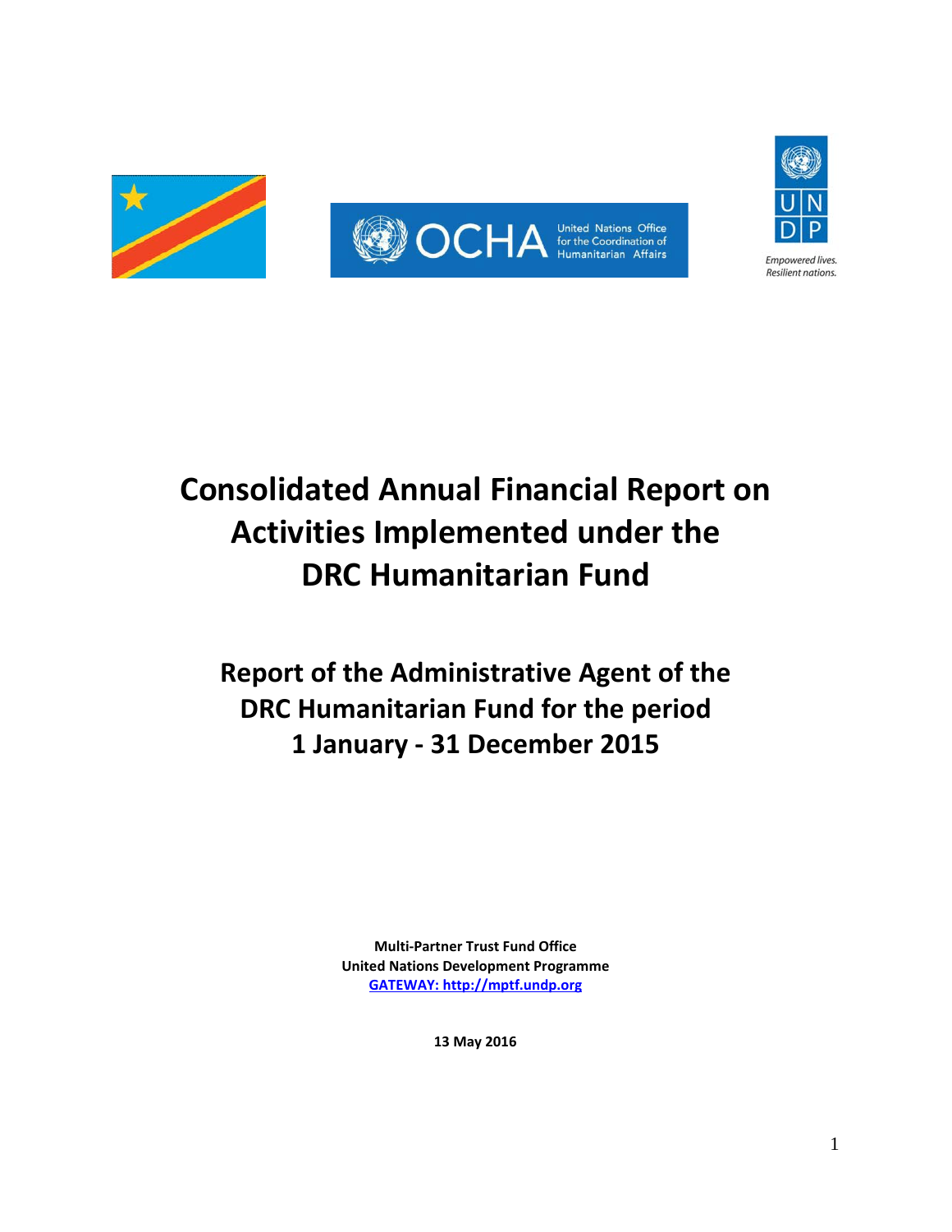# Consolidated Annual Financial Report on Activities Implemented under the DRC Humanitarian Fund

## Report of the Administrative Agent of the DRC Humanitarian Fund for the period 1 January - 31 December 2015

**Multi-Partner Trust Fund Office**
**United Nations Development Programme**
**GATEWAY: http://mptf.undp.org**

**13 May 2016**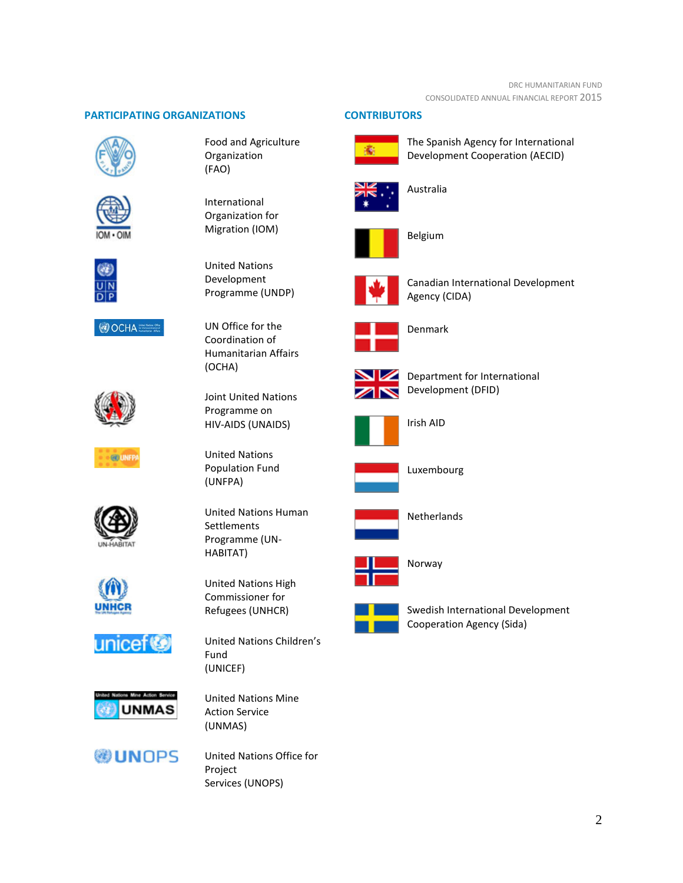## PARTICIPATING ORGANIZATIONS

- Food and Agriculture Organization (FAO)
- International Organization for Migration (IOM)
- United Nations Development Programme (UNDP)
- UN Office for the Coordination of Humanitarian Affairs (OCHA)
- Joint United Nations Programme on HIV-AIDS (UNAIDS)
- United Nations Population Fund (UNFPA)
- United Nations Human Settlements Programme (UN-HABITAT)
- United Nations High Commissioner for Refugees (UNHCR)
- United Nations Children's Fund (UNICEF)
- United Nations Mine Action Service (UNMAS)
- United Nations Office for Project Services (UNOPS)

## CONTRIBUTORS

- The Spanish Agency for International Development Cooperation (AECID)
- Australia
- Belgium
- Canadian International Development Agency (CIDA)
- Denmark
- Department for International Development (DFID)
- Irish AID
- Luxembourg
- Netherlands
- Norway
- Swedish International Development Cooperation Agency (Sida)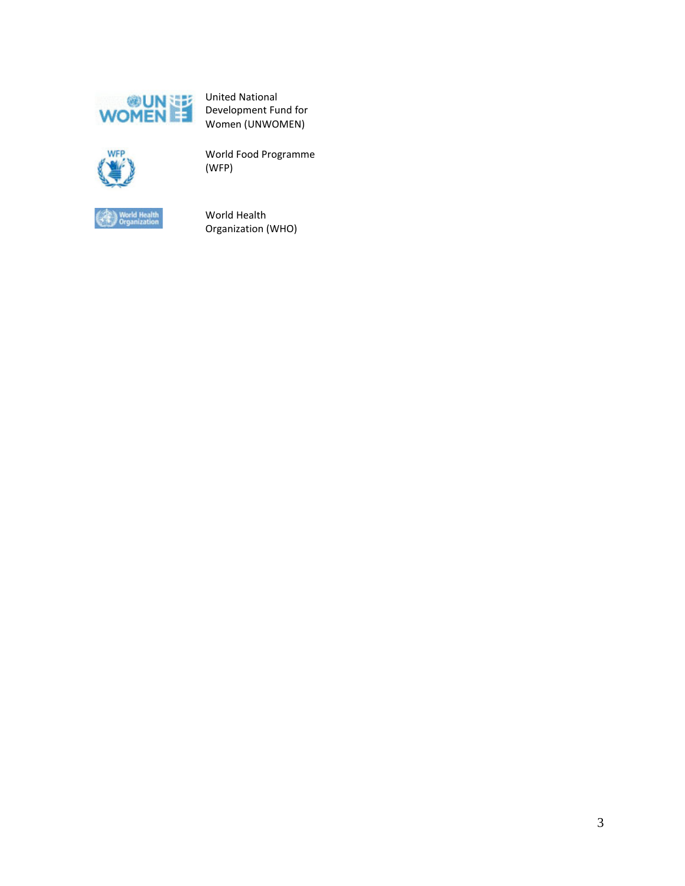United National Development Fund for Women (UNWOMEN)

World Food Programme (WFP)

World Health Organization (WHO)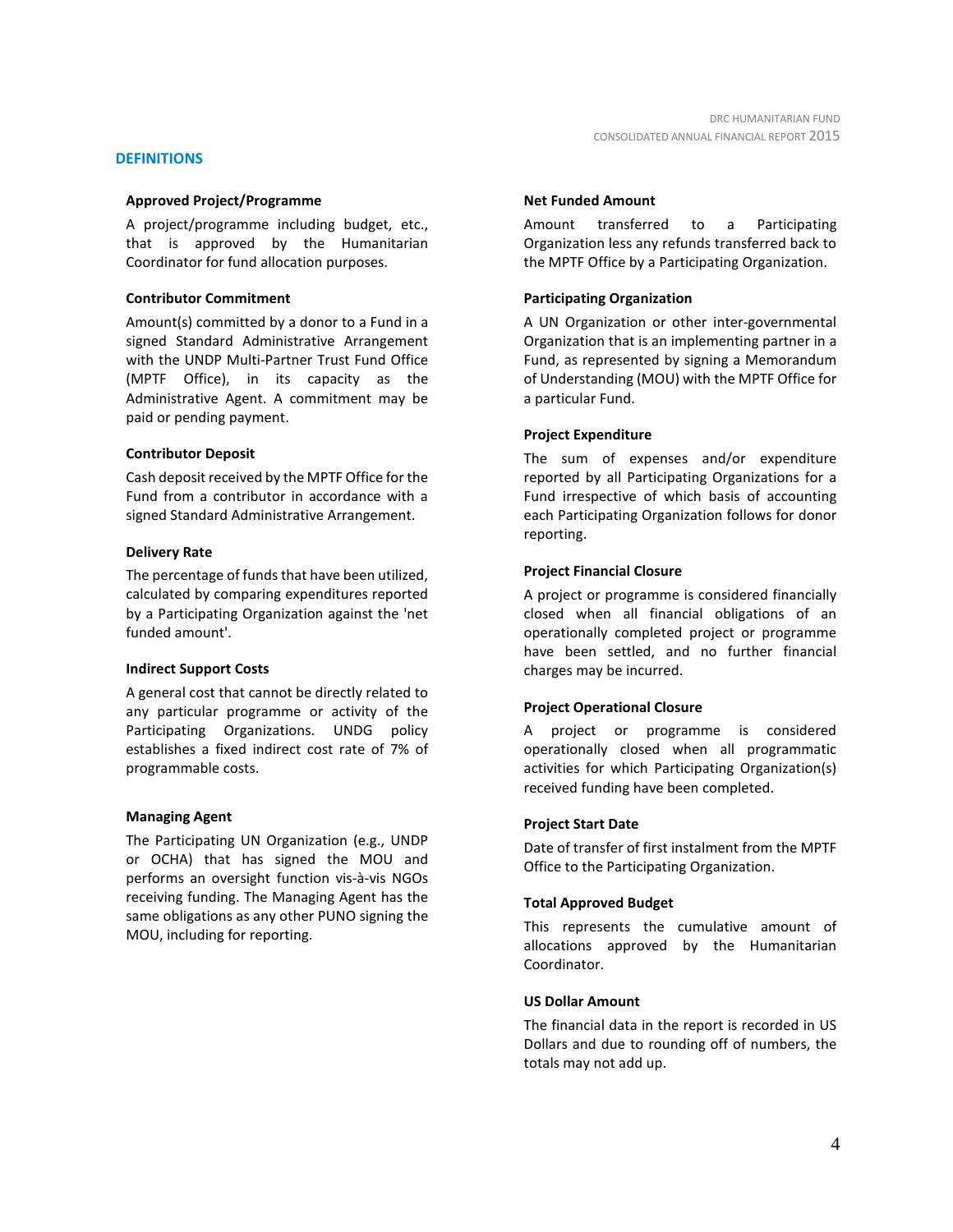## DEFINITIONS

### Approved Project/Programme

A project/programme including budget, etc., that is approved by the Humanitarian Coordinator for fund allocation purposes.

### Contributor Commitment

Amount(s) committed by a donor to a Fund in a signed Standard Administrative Arrangement with the UNDP Multi-Partner Trust Fund Office (MPTF Office), in its capacity as the Administrative Agent. A commitment may be paid or pending payment.

### Contributor Deposit

Cash deposit received by the MPTF Office for the Fund from a contributor in accordance with a signed Standard Administrative Arrangement.

### Delivery Rate

The percentage of funds that have been utilized, calculated by comparing expenditures reported by a Participating Organization against the 'net funded amount'.

### Indirect Support Costs

A general cost that cannot be directly related to any particular programme or activity of the Participating Organizations. UNDG policy establishes a fixed indirect cost rate of 7% of programmable costs.

### Managing Agent

The Participating UN Organization (e.g., UNDP or OCHA) that has signed the MOU and performs an oversight function vis-à-vis NGOs receiving funding. The Managing Agent has the same obligations as any other PUNO signing the MOU, including for reporting.

### Net Funded Amount

Amount transferred to a Participating Organization less any refunds transferred back to the MPTF Office by a Participating Organization.

### Participating Organization

A UN Organization or other inter-governmental Organization that is an implementing partner in a Fund, as represented by signing a Memorandum of Understanding (MOU) with the MPTF Office for a particular Fund.

### Project Expenditure

The sum of expenses and/or expenditure reported by all Participating Organizations for a Fund irrespective of which basis of accounting each Participating Organization follows for donor reporting.

### Project Financial Closure

A project or programme is considered financially closed when all financial obligations of an operationally completed project or programme have been settled, and no further financial charges may be incurred.

### Project Operational Closure

A project or programme is considered operationally closed when all programmatic activities for which Participating Organization(s) received funding have been completed.

### Project Start Date

Date of transfer of first instalment from the MPTF Office to the Participating Organization.

### Total Approved Budget

This represents the cumulative amount of allocations approved by the Humanitarian Coordinator.

### US Dollar Amount

The financial data in the report is recorded in US Dollars and due to rounding off of numbers, the totals may not add up.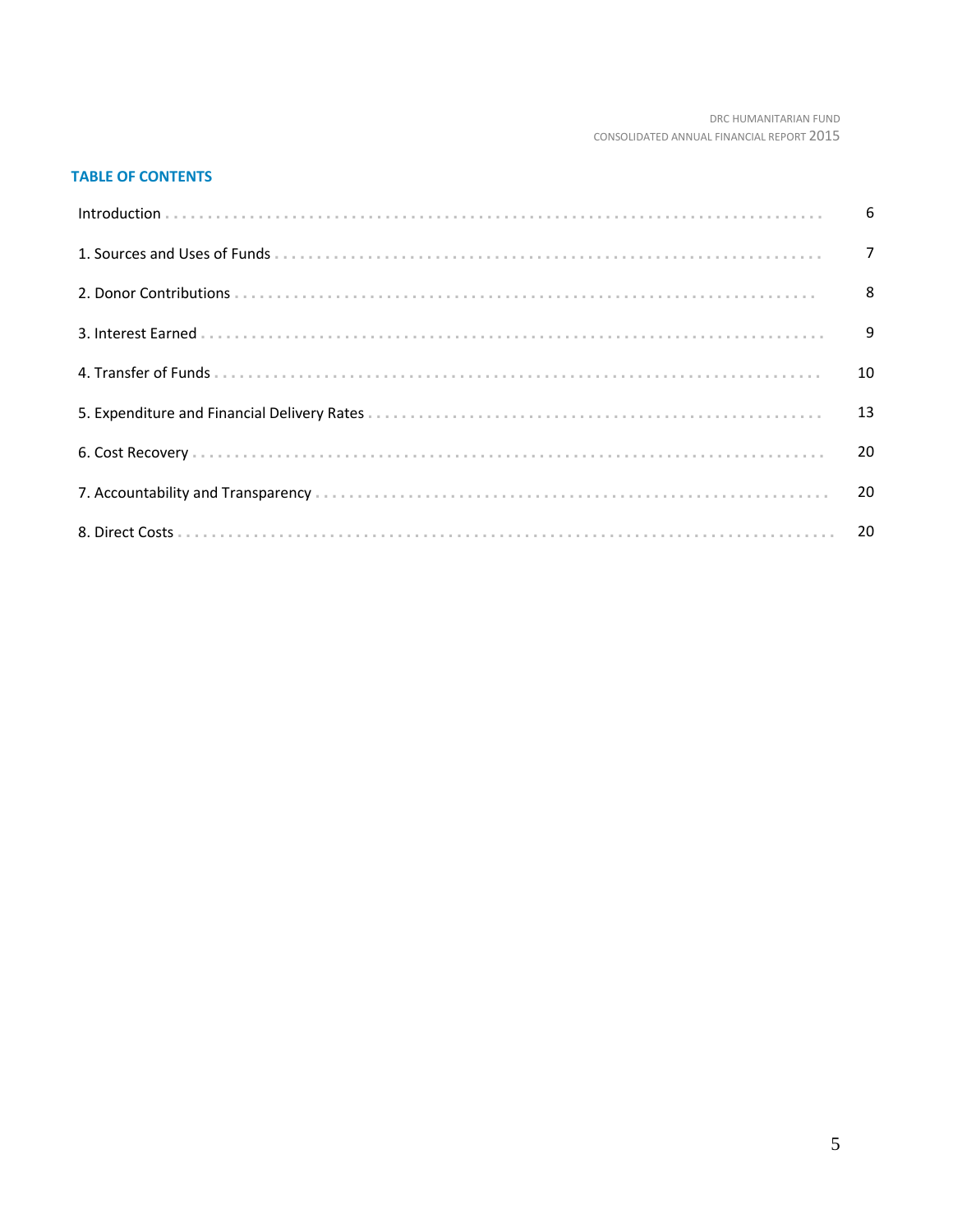## TABLE OF CONTENTS

| | |
|---|---|
| Introduction | 6 |
| 1. Sources and Uses of Funds | 7 |
| 2. Donor Contributions | 8 |
| 3. Interest Earned | 9 |
| 4. Transfer of Funds | 10 |
| 5. Expenditure and Financial Delivery Rates | 13 |
| 6. Cost Recovery | 20 |
| 7. Accountability and Transparency | 20 |
| 8. Direct Costs | 20 |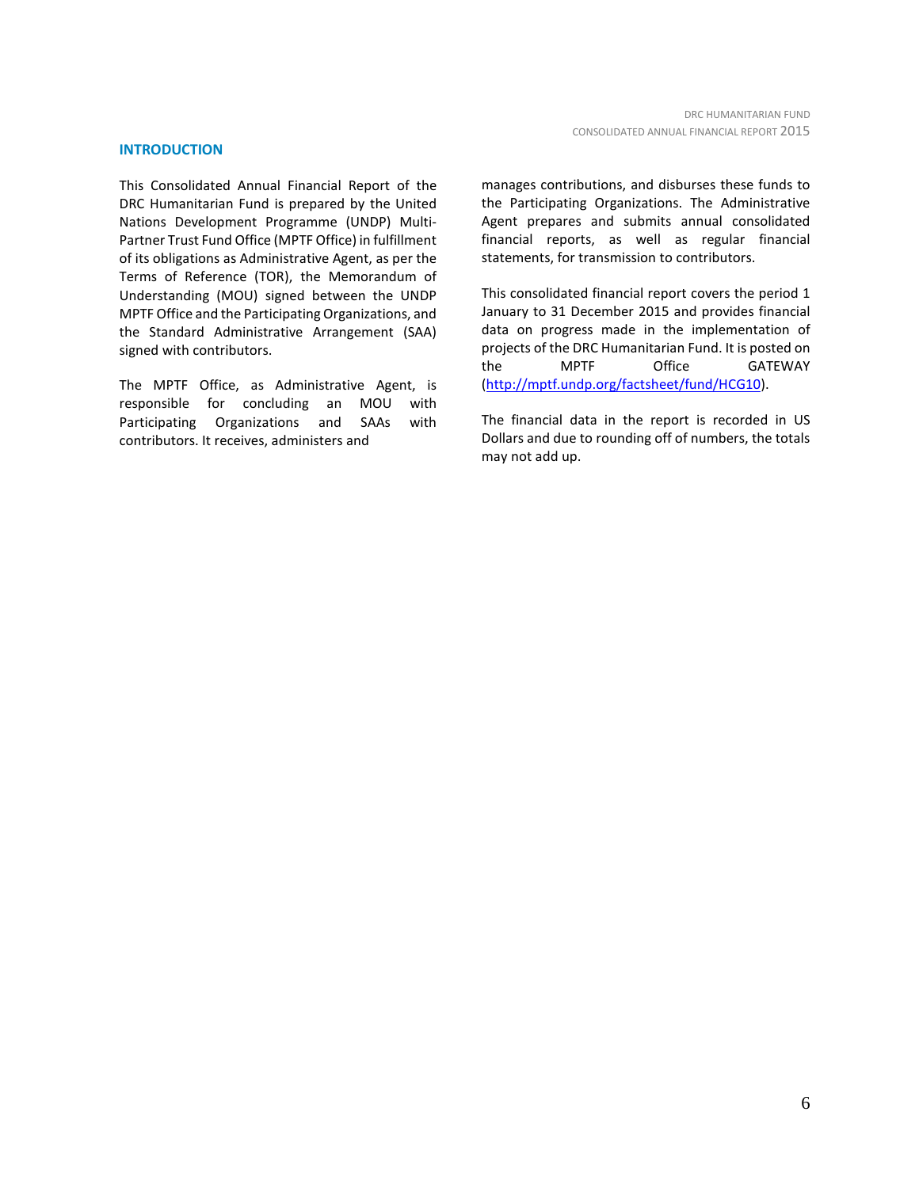## INTRODUCTION

This Consolidated Annual Financial Report of the DRC Humanitarian Fund is prepared by the United Nations Development Programme (UNDP) Multi-Partner Trust Fund Office (MPTF Office) in fulfillment of its obligations as Administrative Agent, as per the Terms of Reference (TOR), the Memorandum of Understanding (MOU) signed between the UNDP MPTF Office and the Participating Organizations, and the Standard Administrative Arrangement (SAA) signed with contributors.

The MPTF Office, as Administrative Agent, is responsible for concluding an MOU with Participating Organizations and SAAs with contributors. It receives, administers and manages contributions, and disburses these funds to the Participating Organizations. The Administrative Agent prepares and submits annual consolidated financial reports, as well as regular financial statements, for transmission to contributors.

This consolidated financial report covers the period 1 January to 31 December 2015 and provides financial data on progress made in the implementation of projects of the DRC Humanitarian Fund. It is posted on the MPTF Office GATEWAY (http://mptf.undp.org/factsheet/fund/HCG10).

The financial data in the report is recorded in US Dollars and due to rounding off of numbers, the totals may not add up.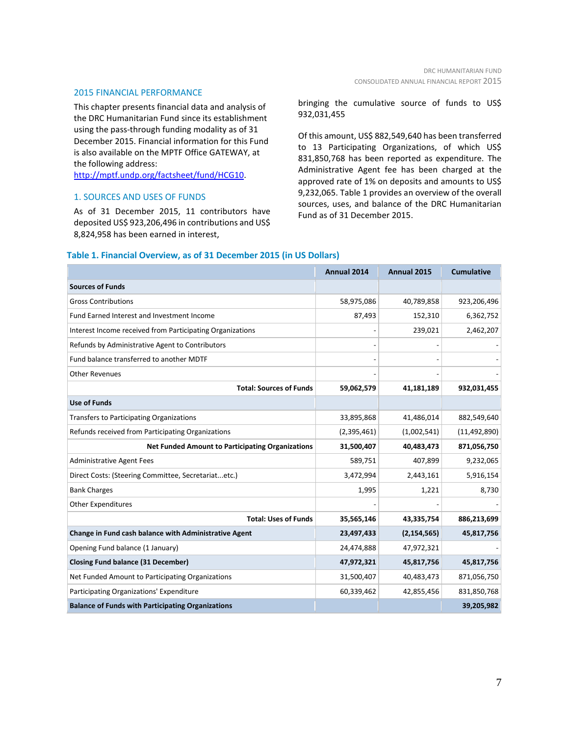## 2015 FINANCIAL PERFORMANCE

This chapter presents financial data and analysis of the DRC Humanitarian Fund since its establishment using the pass-through funding modality as of 31 December 2015. Financial information for this Fund is also available on the MPTF Office GATEWAY, at the following address: http://mptf.undp.org/factsheet/fund/HCG10.

### 1. SOURCES AND USES OF FUNDS

As of 31 December 2015, 11 contributors have deposited US$ 923,206,496 in contributions and US$ 8,824,958 has been earned in interest, bringing the cumulative source of funds to US$ 932,031,455

Of this amount, US$ 882,549,640 has been transferred to 13 Participating Organizations, of which US$ 831,850,768 has been reported as expenditure. The Administrative Agent fee has been charged at the approved rate of 1% on deposits and amounts to US$ 9,232,065. Table 1 provides an overview of the overall sources, uses, and balance of the DRC Humanitarian Fund as of 31 December 2015.

**Table 1. Financial Overview, as of 31 December 2015 (in US Dollars)**

| | Annual 2014 | Annual 2015 | Cumulative |
|---|---|---|---|
| **Sources of Funds** | | | |
| Gross Contributions | 58,975,086 | 40,789,858 | 923,206,496 |
| Fund Earned Interest and Investment Income | 87,493 | 152,310 | 6,362,752 |
| Interest Income received from Participating Organizations | - | 239,021 | 2,462,207 |
| Refunds by Administrative Agent to Contributors | - | - | - |
| Fund balance transferred to another MDTF | - | - | - |
| Other Revenues | - | - | - |
| **Total: Sources of Funds** | **59,062,579** | **41,181,189** | **932,031,455** |
| **Use of Funds** | | | |
| Transfers to Participating Organizations | 33,895,868 | 41,486,014 | 882,549,640 |
| Refunds received from Participating Organizations | (2,395,461) | (1,002,541) | (11,492,890) |
| **Net Funded Amount to Participating Organizations** | **31,500,407** | **40,483,473** | **871,056,750** |
| Administrative Agent Fees | 589,751 | 407,899 | 9,232,065 |
| Direct Costs: (Steering Committee, Secretariat...etc.) | 3,472,994 | 2,443,161 | 5,916,154 |
| Bank Charges | 1,995 | 1,221 | 8,730 |
| Other Expenditures | - | - | - |
| **Total: Uses of Funds** | **35,565,146** | **43,335,754** | **886,213,699** |
| **Change in Fund cash balance with Administrative Agent** | **23,497,433** | **(2,154,565)** | **45,817,756** |
| Opening Fund balance (1 January) | 24,474,888 | 47,972,321 | - |
| **Closing Fund balance (31 December)** | **47,972,321** | **45,817,756** | **45,817,756** |
| Net Funded Amount to Participating Organizations | 31,500,407 | 40,483,473 | 871,056,750 |
| Participating Organizations' Expenditure | 60,339,462 | 42,855,456 | 831,850,768 |
| **Balance of Funds with Participating Organizations** | | | **39,205,982** |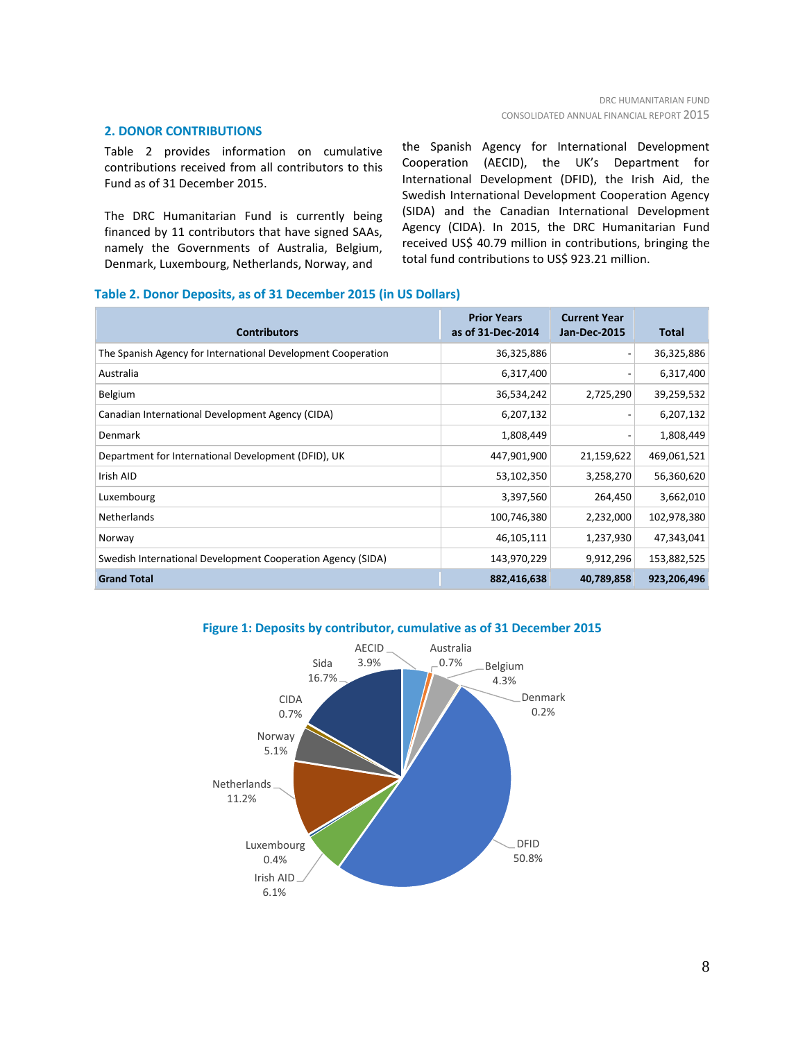## 2. DONOR CONTRIBUTIONS

Table 2 provides information on cumulative contributions received from all contributors to this Fund as of 31 December 2015.

The DRC Humanitarian Fund is currently being financed by 11 contributors that have signed SAAs, namely the Governments of Australia, Belgium, Denmark, Luxembourg, Netherlands, Norway, and the Spanish Agency for International Development Cooperation (AECID), the UK's Department for International Development (DFID), the Irish Aid, the Swedish International Development Cooperation Agency (SIDA) and the Canadian International Development Agency (CIDA). In 2015, the DRC Humanitarian Fund received US$ 40.79 million in contributions, bringing the total fund contributions to US$ 923.21 million.

**Table 2. Donor Deposits, as of 31 December 2015 (in US Dollars)**

| Contributors | Prior Years as of 31-Dec-2014 | Current Year Jan-Dec-2015 | Total |
|---|---|---|---|
| The Spanish Agency for International Development Cooperation | 36,325,886 | - | 36,325,886 |
| Australia | 6,317,400 | - | 6,317,400 |
| Belgium | 36,534,242 | 2,725,290 | 39,259,532 |
| Canadian International Development Agency (CIDA) | 6,207,132 | - | 6,207,132 |
| Denmark | 1,808,449 | - | 1,808,449 |
| Department for International Development (DFID), UK | 447,901,900 | 21,159,622 | 469,061,521 |
| Irish AID | 53,102,350 | 3,258,270 | 56,360,620 |
| Luxembourg | 3,397,560 | 264,450 | 3,662,010 |
| Netherlands | 100,746,380 | 2,232,000 | 102,978,380 |
| Norway | 46,105,111 | 1,237,930 | 47,343,041 |
| Swedish International Development Cooperation Agency (SIDA) | 143,970,229 | 9,912,296 | 153,882,525 |
| **Grand Total** | **882,416,638** | **40,789,858** | **923,206,496** |

**Figure 1: Deposits by contributor, cumulative as of 31 December 2015**

AECID 3.9%, Australia 0.7%, Belgium 4.3%, Denmark 0.2%, DFID 50.8%, Irish AID 6.1%, Luxembourg 0.4%, Netherlands 11.2%, Norway 5.1%, CIDA 0.7%, Sida 16.7%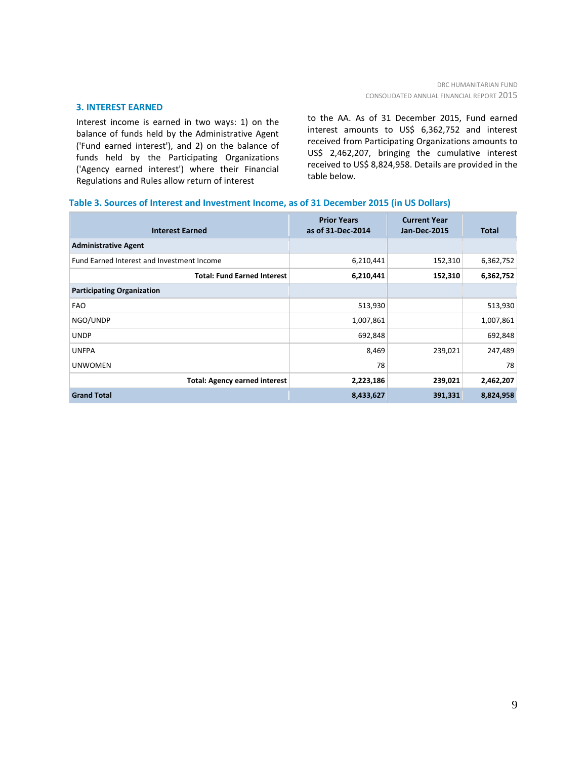## 3. INTEREST EARNED

Interest income is earned in two ways: 1) on the balance of funds held by the Administrative Agent ('Fund earned interest'), and 2) on the balance of funds held by the Participating Organizations ('Agency earned interest') where their Financial Regulations and Rules allow return of interest to the AA. As of 31 December 2015, Fund earned interest amounts to US$ 6,362,752 and interest received from Participating Organizations amounts to US$ 2,462,207, bringing the cumulative interest received to US$ 8,824,958. Details are provided in the table below.

**Table 3. Sources of Interest and Investment Income, as of 31 December 2015 (in US Dollars)**

| Interest Earned | Prior Years as of 31-Dec-2014 | Current Year Jan-Dec-2015 | Total |
|---|---|---|---|
| **Administrative Agent** | | | |
| Fund Earned Interest and Investment Income | 6,210,441 | 152,310 | 6,362,752 |
| **Total: Fund Earned Interest** | **6,210,441** | **152,310** | **6,362,752** |
| **Participating Organization** | | | |
| FAO | 513,930 | | 513,930 |
| NGO/UNDP | 1,007,861 | | 1,007,861 |
| UNDP | 692,848 | | 692,848 |
| UNFPA | 8,469 | 239,021 | 247,489 |
| UNWOMEN | 78 | | 78 |
| **Total: Agency earned interest** | **2,223,186** | **239,021** | **2,462,207** |
| **Grand Total** | **8,433,627** | **391,331** | **8,824,958** |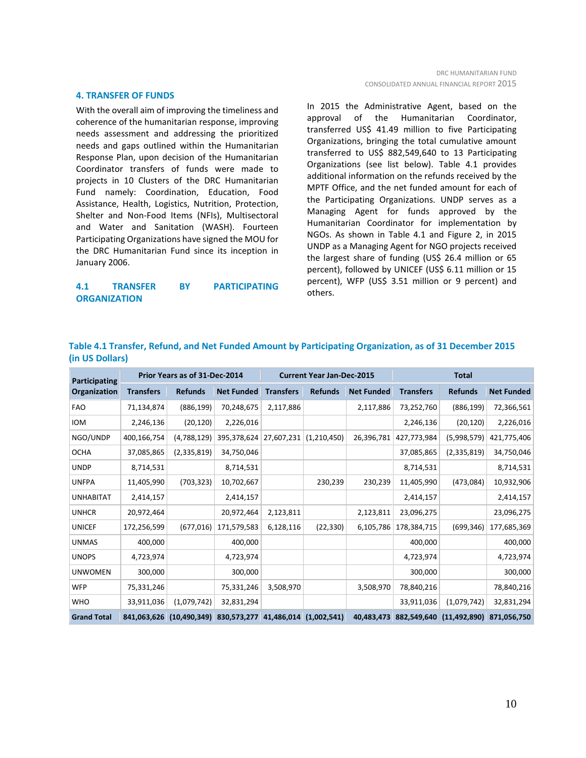## 4. TRANSFER OF FUNDS

With the overall aim of improving the timeliness and coherence of the humanitarian response, improving needs assessment and addressing the prioritized needs and gaps outlined within the Humanitarian Response Plan, upon decision of the Humanitarian Coordinator transfers of funds were made to projects in 10 Clusters of the DRC Humanitarian Fund namely: Coordination, Education, Food Assistance, Health, Logistics, Nutrition, Protection, Shelter and Non-Food Items (NFIs), Multisectoral and Water and Sanitation (WASH). Fourteen Participating Organizations have signed the MOU for the DRC Humanitarian Fund since its inception in January 2006.

### 4.1 TRANSFER BY PARTICIPATING ORGANIZATION

In 2015 the Administrative Agent, based on the approval of the Humanitarian Coordinator, transferred US$ 41.49 million to five Participating Organizations, bringing the total cumulative amount transferred to US$ 882,549,640 to 13 Participating Organizations (see list below). Table 4.1 provides additional information on the refunds received by the MPTF Office, and the net funded amount for each of the Participating Organizations. UNDP serves as a Managing Agent for funds approved by the Humanitarian Coordinator for implementation by NGOs. As shown in Table 4.1 and Figure 2, in 2015 UNDP as a Managing Agent for NGO projects received the largest share of funding (US$ 26.4 million or 65 percent), followed by UNICEF (US$ 6.11 million or 15 percent), WFP (US$ 3.51 million or 9 percent) and others.

**Table 4.1 Transfer, Refund, and Net Funded Amount by Participating Organization, as of 31 December 2015 (in US Dollars)**

| Participating Organization | Prior Years as of 31-Dec-2014 | | | Current Year Jan-Dec-2015 | | | Total | | |
|---|---|---|---|---|---|---|---|---|---|
| | Transfers | Refunds | Net Funded | Transfers | Refunds | Net Funded | Transfers | Refunds | Net Funded |
| FAO | 71,134,874 | (886,199) | 70,248,675 | 2,117,886 | | 2,117,886 | 73,252,760 | (886,199) | 72,366,561 |
| IOM | 2,246,136 | (20,120) | 2,226,016 | | | | 2,246,136 | (20,120) | 2,226,016 |
| NGO/UNDP | 400,166,754 | (4,788,129) | 395,378,624 | 27,607,231 | (1,210,450) | 26,396,781 | 427,773,984 | (5,998,579) | 421,775,406 |
| OCHA | 37,085,865 | (2,335,819) | 34,750,046 | | | | 37,085,865 | (2,335,819) | 34,750,046 |
| UNDP | 8,714,531 | | 8,714,531 | | | | 8,714,531 | | 8,714,531 |
| UNFPA | 11,405,990 | (703,323) | 10,702,667 | | 230,239 | 230,239 | 11,405,990 | (473,084) | 10,932,906 |
| UNHABITAT | 2,414,157 | | 2,414,157 | | | | 2,414,157 | | 2,414,157 |
| UNHCR | 20,972,464 | | 20,972,464 | 2,123,811 | | 2,123,811 | 23,096,275 | | 23,096,275 |
| UNICEF | 172,256,599 | (677,016) | 171,579,583 | 6,128,116 | (22,330) | 6,105,786 | 178,384,715 | (699,346) | 177,685,369 |
| UNMAS | 400,000 | | 400,000 | | | | 400,000 | | 400,000 |
| UNOPS | 4,723,974 | | 4,723,974 | | | | 4,723,974 | | 4,723,974 |
| UNWOMEN | 300,000 | | 300,000 | | | | 300,000 | | 300,000 |
| WFP | 75,331,246 | | 75,331,246 | 3,508,970 | | 3,508,970 | 78,840,216 | | 78,840,216 |
| WHO | 33,911,036 | (1,079,742) | 32,831,294 | | | | 33,911,036 | (1,079,742) | 32,831,294 |
| **Grand Total** | **841,063,626** | **(10,490,349)** | **830,573,277** | **41,486,014** | **(1,002,541)** | **40,483,473** | **882,549,640** | **(11,492,890)** | **871,056,750** |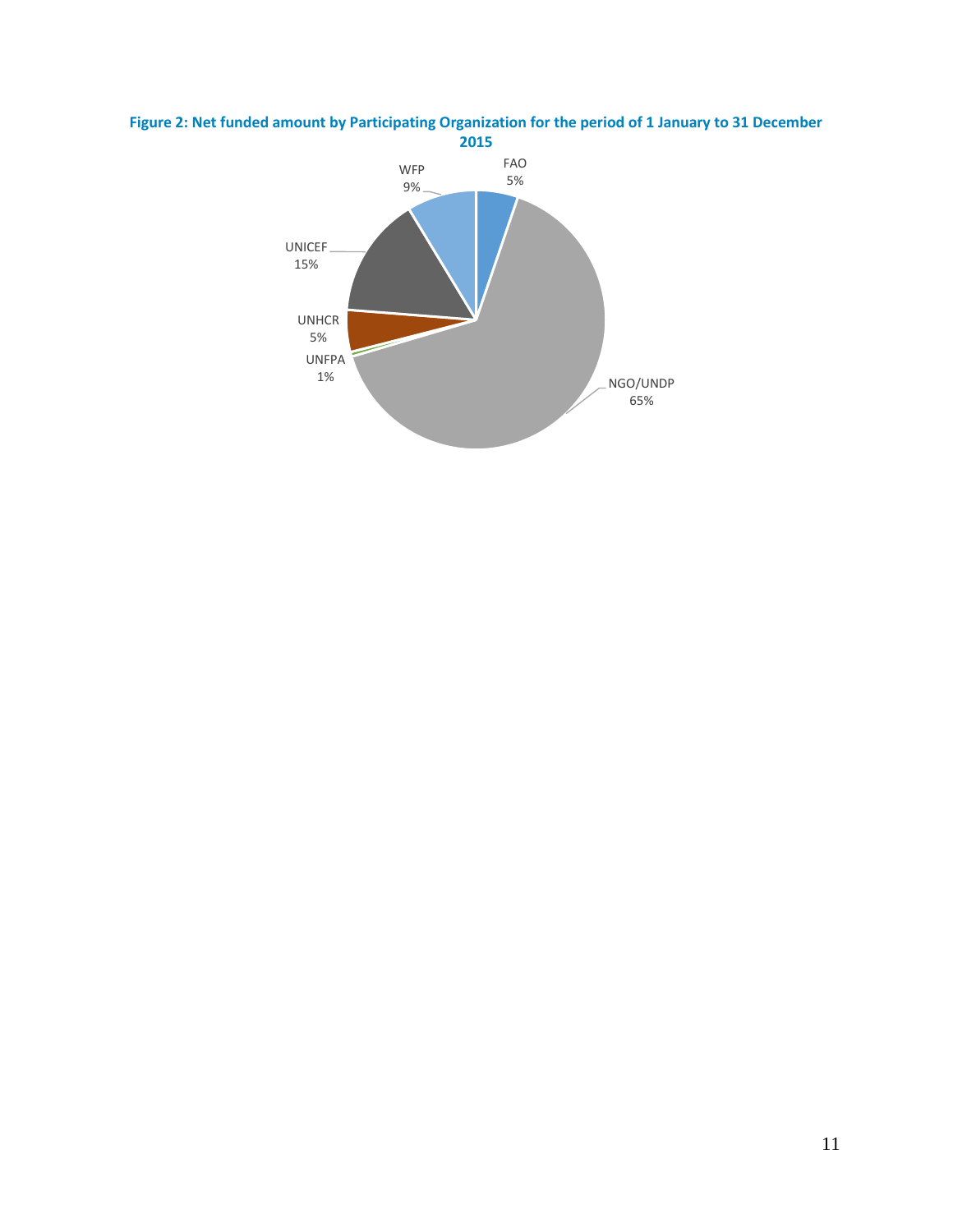**Figure 2: Net funded amount by Participating Organization for the period of 1 January to 31 December 2015**

| Participating Organization | Share |
|---|---|
| FAO | 5% |
| NGO/UNDP | 65% |
| UNFPA | 1% |
| UNHCR | 5% |
| UNICEF | 15% |
| WFP | 9% |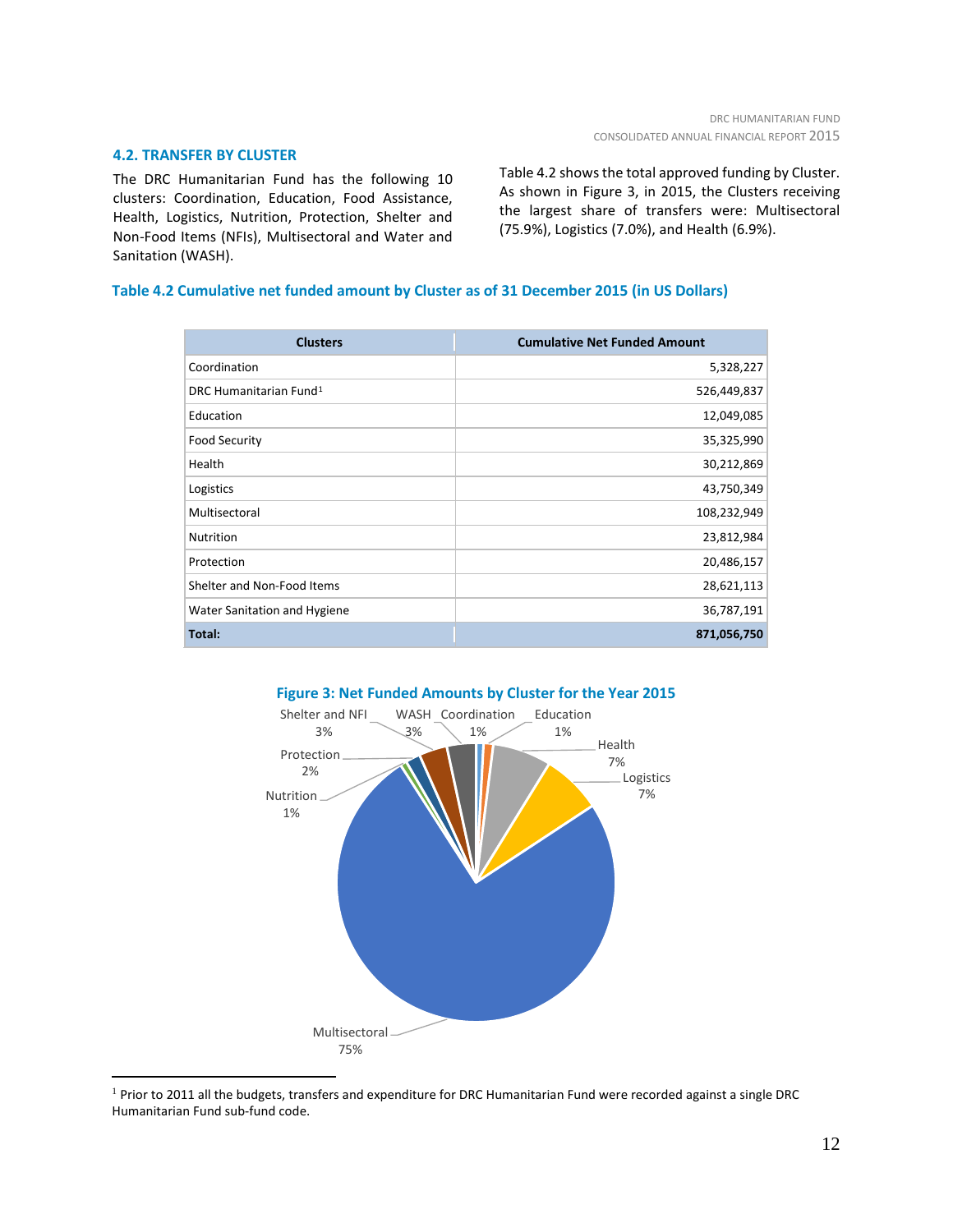## 4.2. TRANSFER BY CLUSTER

The DRC Humanitarian Fund has the following 10 clusters: Coordination, Education, Food Assistance, Health, Logistics, Nutrition, Protection, Shelter and Non-Food Items (NFIs), Multisectoral and Water and Sanitation (WASH).

Table 4.2 shows the total approved funding by Cluster. As shown in Figure 3, in 2015, the Clusters receiving the largest share of transfers were: Multisectoral (75.9%), Logistics (7.0%), and Health (6.9%).

**Table 4.2 Cumulative net funded amount by Cluster as of 31 December 2015 (in US Dollars)**

| Clusters | Cumulative Net Funded Amount |
|---|---:|
| Coordination | 5,328,227 |
| DRC Humanitarian Fund[1] | 526,449,837 |
| Education | 12,049,085 |
| Food Security | 35,325,990 |
| Health | 30,212,869 |
| Logistics | 43,750,349 |
| Multisectoral | 108,232,949 |
| Nutrition | 23,812,984 |
| Protection | 20,486,157 |
| Shelter and Non-Food Items | 28,621,113 |
| Water Sanitation and Hygiene | 36,787,191 |
| **Total:** | **871,056,750** |

**Figure 3: Net Funded Amounts by Cluster for the Year 2015**

| Cluster | Share |
|---|---:|
| Coordination | 1% |
| Education | 1% |
| Health | 7% |
| Logistics | 7% |
| Multisectoral | 75% |
| Nutrition | 1% |
| Protection | 2% |
| Shelter and NFI | 3% |
| WASH | 3% |

[1] Prior to 2011 all the budgets, transfers and expenditure for DRC Humanitarian Fund were recorded against a single DRC Humanitarian Fund sub-fund code.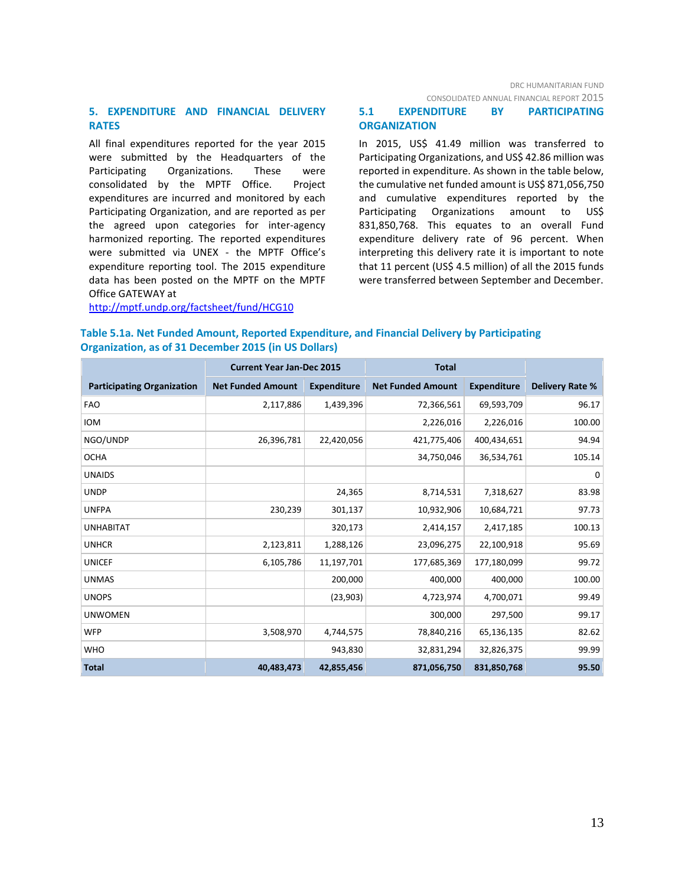## 5. EXPENDITURE AND FINANCIAL DELIVERY RATES

All final expenditures reported for the year 2015 were submitted by the Headquarters of the Participating Organizations. These were consolidated by the MPTF Office. Project expenditures are incurred and monitored by each Participating Organization, and are reported as per the agreed upon categories for inter-agency harmonized reporting. The reported expenditures were submitted via UNEX - the MPTF Office's expenditure reporting tool. The 2015 expenditure data has been posted on the MPTF on the MPTF Office GATEWAY at http://mptf.undp.org/factsheet/fund/HCG10

### 5.1 EXPENDITURE BY PARTICIPATING ORGANIZATION

In 2015, US$ 41.49 million was transferred to Participating Organizations, and US$ 42.86 million was reported in expenditure. As shown in the table below, the cumulative net funded amount is US$ 871,056,750 and cumulative expenditures reported by the Participating Organizations amount to US$ 831,850,768. This equates to an overall Fund expenditure delivery rate of 96 percent. When interpreting this delivery rate it is important to note that 11 percent (US$ 4.5 million) of all the 2015 funds were transferred between September and December.

**Table 5.1a. Net Funded Amount, Reported Expenditure, and Financial Delivery by Participating Organization, as of 31 December 2015 (in US Dollars)**

| | Current Year Jan-Dec 2015 | | Total | | |
|---|---|---|---|---|---|
| **Participating Organization** | **Net Funded Amount** | **Expenditure** | **Net Funded Amount** | **Expenditure** | **Delivery Rate %** |
| FAO | 2,117,886 | 1,439,396 | 72,366,561 | 69,593,709 | 96.17 |
| IOM | | | 2,226,016 | 2,226,016 | 100.00 |
| NGO/UNDP | 26,396,781 | 22,420,056 | 421,775,406 | 400,434,651 | 94.94 |
| OCHA | | | 34,750,046 | 36,534,761 | 105.14 |
| UNAIDS | | | | | 0 |
| UNDP | | 24,365 | 8,714,531 | 7,318,627 | 83.98 |
| UNFPA | 230,239 | 301,137 | 10,932,906 | 10,684,721 | 97.73 |
| UNHABITAT | | 320,173 | 2,414,157 | 2,417,185 | 100.13 |
| UNHCR | 2,123,811 | 1,288,126 | 23,096,275 | 22,100,918 | 95.69 |
| UNICEF | 6,105,786 | 11,197,701 | 177,685,369 | 177,180,099 | 99.72 |
| UNMAS | | 200,000 | 400,000 | 400,000 | 100.00 |
| UNOPS | | (23,903) | 4,723,974 | 4,700,071 | 99.49 |
| UNWOMEN | | | 300,000 | 297,500 | 99.17 |
| WFP | 3,508,970 | 4,744,575 | 78,840,216 | 65,136,135 | 82.62 |
| WHO | | 943,830 | 32,831,294 | 32,826,375 | 99.99 |
| **Total** | **40,483,473** | **42,855,456** | **871,056,750** | **831,850,768** | **95.50** |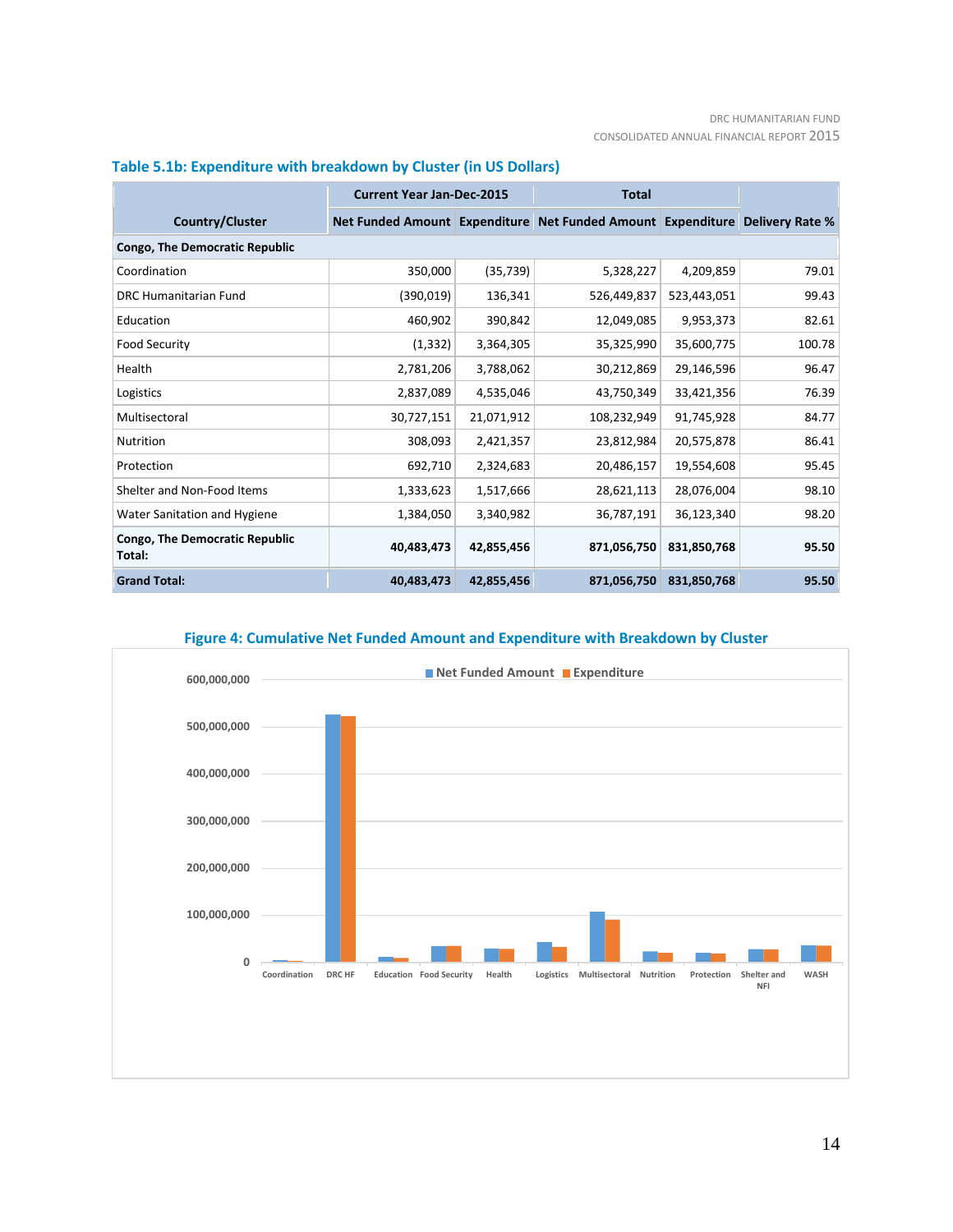### Table 5.1b: Expenditure with breakdown by Cluster (in US Dollars)

| Country/Cluster | Current Year Jan-Dec-2015 | | Total | | |
|---|---|---|---|---|---|
| | Net Funded Amount | Expenditure | Net Funded Amount | Expenditure | Delivery Rate % |
| **Congo, The Democratic Republic** | | | | | |
| Coordination | 350,000 | (35,739) | 5,328,227 | 4,209,859 | 79.01 |
| DRC Humanitarian Fund | (390,019) | 136,341 | 526,449,837 | 523,443,051 | 99.43 |
| Education | 460,902 | 390,842 | 12,049,085 | 9,953,373 | 82.61 |
| Food Security | (1,332) | 3,364,305 | 35,325,990 | 35,600,775 | 100.78 |
| Health | 2,781,206 | 3,788,062 | 30,212,869 | 29,146,596 | 96.47 |
| Logistics | 2,837,089 | 4,535,046 | 43,750,349 | 33,421,356 | 76.39 |
| Multisectoral | 30,727,151 | 21,071,912 | 108,232,949 | 91,745,928 | 84.77 |
| Nutrition | 308,093 | 2,421,357 | 23,812,984 | 20,575,878 | 86.41 |
| Protection | 692,710 | 2,324,683 | 20,486,157 | 19,554,608 | 95.45 |
| Shelter and Non-Food Items | 1,333,623 | 1,517,666 | 28,621,113 | 28,076,004 | 98.10 |
| Water Sanitation and Hygiene | 1,384,050 | 3,340,982 | 36,787,191 | 36,123,340 | 98.20 |
| **Congo, The Democratic Republic Total:** | **40,483,473** | **42,855,456** | **871,056,750** | **831,850,768** | **95.50** |
| **Grand Total:** | **40,483,473** | **42,855,456** | **871,056,750** | **831,850,768** | **95.50** |

**Figure 4: Cumulative Net Funded Amount and Expenditure with Breakdown by Cluster**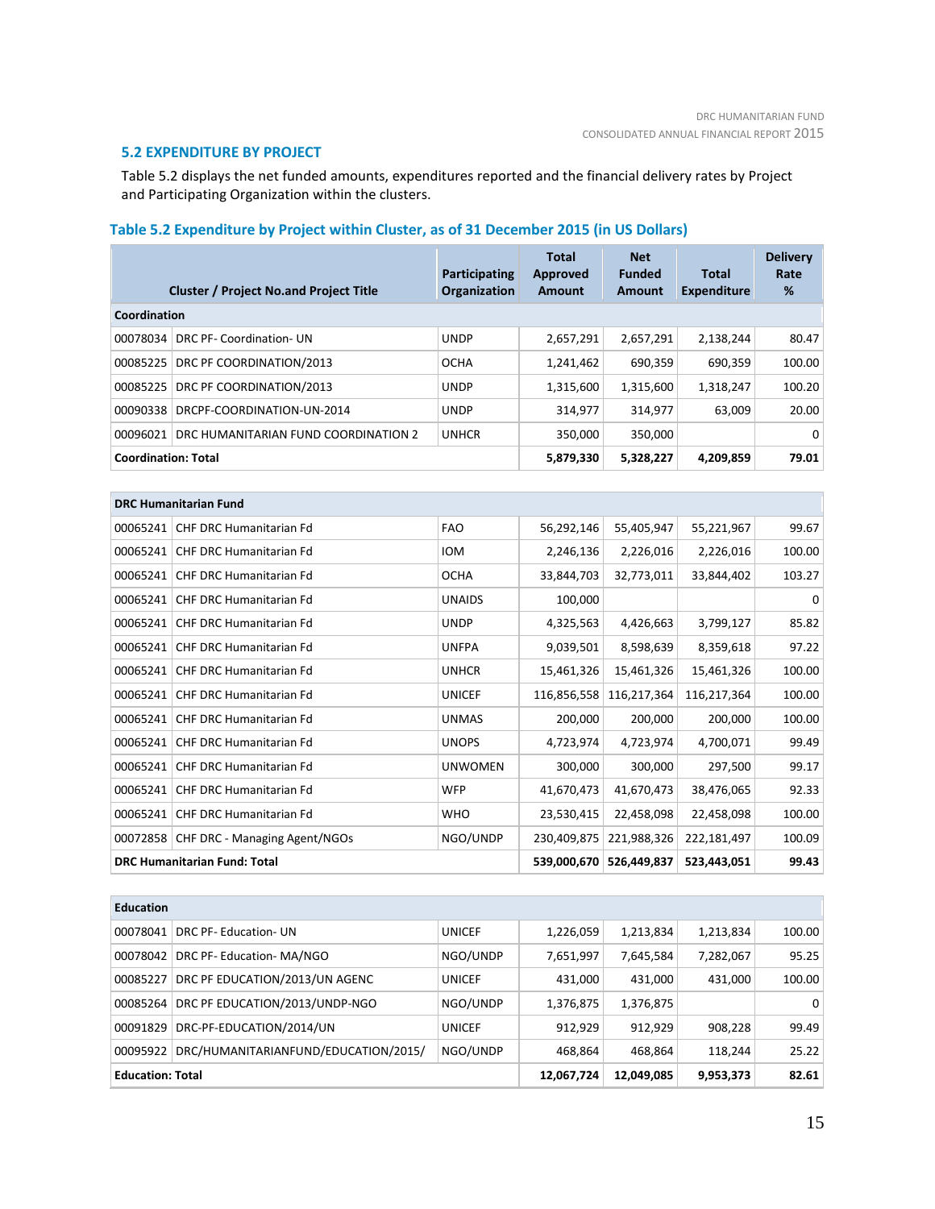## 5.2 EXPENDITURE BY PROJECT

Table 5.2 displays the net funded amounts, expenditures reported and the financial delivery rates by Project and Participating Organization within the clusters.

### Table 5.2 Expenditure by Project within Cluster, as of 31 December 2015 (in US Dollars)

| Cluster / Project No.and Project Title | | Participating Organization | Total Approved Amount | Net Funded Amount | Total Expenditure | Delivery Rate % |
|---|---|---|---|---|---|---|
| **Coordination** | | | | | | |
| 00078034 | DRC PF- Coordination- UN | UNDP | 2,657,291 | 2,657,291 | 2,138,244 | 80.47 |
| 00085225 | DRC PF COORDINATION/2013 | OCHA | 1,241,462 | 690,359 | 690,359 | 100.00 |
| 00085225 | DRC PF COORDINATION/2013 | UNDP | 1,315,600 | 1,315,600 | 1,318,247 | 100.20 |
| 00090338 | DRCPF-COORDINATION-UN-2014 | UNDP | 314,977 | 314,977 | 63,009 | 20.00 |
| 00096021 | DRC HUMANITARIAN FUND COORDINATION 2 | UNHCR | 350,000 | 350,000 | | 0 |
| **Coordination: Total** | | | **5,879,330** | **5,328,227** | **4,209,859** | **79.01** |
| | | | | | | |
| **DRC Humanitarian Fund** | | | | | | |
| 00065241 | CHF DRC Humanitarian Fd | FAO | 56,292,146 | 55,405,947 | 55,221,967 | 99.67 |
| 00065241 | CHF DRC Humanitarian Fd | IOM | 2,246,136 | 2,226,016 | 2,226,016 | 100.00 |
| 00065241 | CHF DRC Humanitarian Fd | OCHA | 33,844,703 | 32,773,011 | 33,844,402 | 103.27 |
| 00065241 | CHF DRC Humanitarian Fd | UNAIDS | 100,000 | | | 0 |
| 00065241 | CHF DRC Humanitarian Fd | UNDP | 4,325,563 | 4,426,663 | 3,799,127 | 85.82 |
| 00065241 | CHF DRC Humanitarian Fd | UNFPA | 9,039,501 | 8,598,639 | 8,359,618 | 97.22 |
| 00065241 | CHF DRC Humanitarian Fd | UNHCR | 15,461,326 | 15,461,326 | 15,461,326 | 100.00 |
| 00065241 | CHF DRC Humanitarian Fd | UNICEF | 116,856,558 | 116,217,364 | 116,217,364 | 100.00 |
| 00065241 | CHF DRC Humanitarian Fd | UNMAS | 200,000 | 200,000 | 200,000 | 100.00 |
| 00065241 | CHF DRC Humanitarian Fd | UNOPS | 4,723,974 | 4,723,974 | 4,700,071 | 99.49 |
| 00065241 | CHF DRC Humanitarian Fd | UNWOMEN | 300,000 | 300,000 | 297,500 | 99.17 |
| 00065241 | CHF DRC Humanitarian Fd | WFP | 41,670,473 | 41,670,473 | 38,476,065 | 92.33 |
| 00065241 | CHF DRC Humanitarian Fd | WHO | 23,530,415 | 22,458,098 | 22,458,098 | 100.00 |
| 00072858 | CHF DRC - Managing Agent/NGOs | NGO/UNDP | 230,409,875 | 221,988,326 | 222,181,497 | 100.09 |
| **DRC Humanitarian Fund: Total** | | | **539,000,670** | **526,449,837** | **523,443,051** | **99.43** |
| | | | | | | |
| **Education** | | | | | | |
| 00078041 | DRC PF- Education- UN | UNICEF | 1,226,059 | 1,213,834 | 1,213,834 | 100.00 |
| 00078042 | DRC PF- Education- MA/NGO | NGO/UNDP | 7,651,997 | 7,645,584 | 7,282,067 | 95.25 |
| 00085227 | DRC PF EDUCATION/2013/UN AGENC | UNICEF | 431,000 | 431,000 | 431,000 | 100.00 |
| 00085264 | DRC PF EDUCATION/2013/UNDP-NGO | NGO/UNDP | 1,376,875 | 1,376,875 | | 0 |
| 00091829 | DRC-PF-EDUCATION/2014/UN | UNICEF | 912,929 | 912,929 | 908,228 | 99.49 |
| 00095922 | DRC/HUMANITARIANFUND/EDUCATION/2015/ | NGO/UNDP | 468,864 | 468,864 | 118,244 | 25.22 |
| **Education: Total** | | | **12,067,724** | **12,049,085** | **9,953,373** | **82.61** |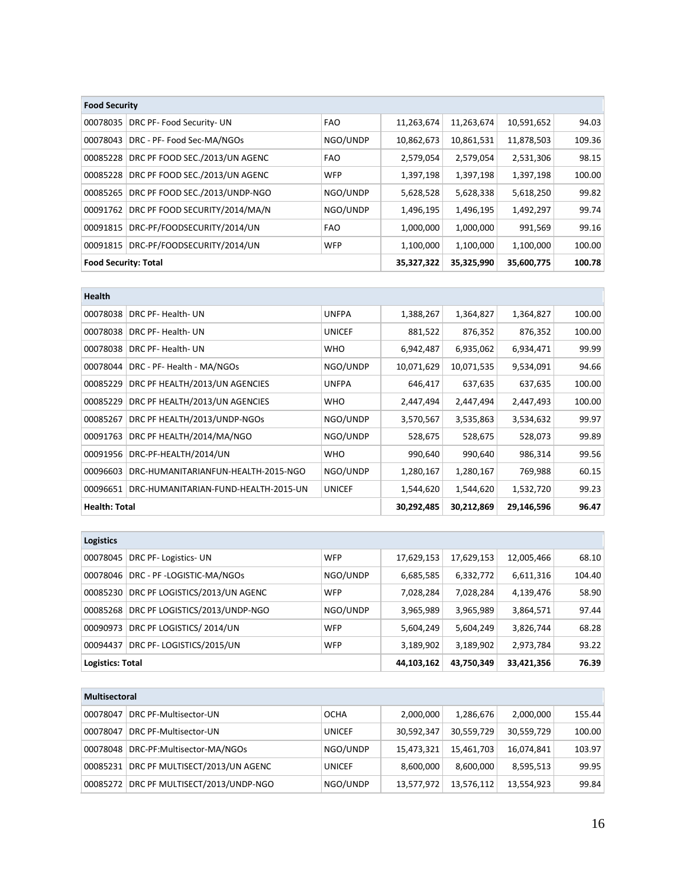| Food Security | | | | | | |
|---|---|---|---|---|---|---|
| 00078035 | DRC PF- Food Security- UN | FAO | 11,263,674 | 11,263,674 | 10,591,652 | 94.03 |
| 00078043 | DRC - PF- Food Sec-MA/NGOs | NGO/UNDP | 10,862,673 | 10,861,531 | 11,878,503 | 109.36 |
| 00085228 | DRC PF FOOD SEC./2013/UN AGENC | FAO | 2,579,054 | 2,579,054 | 2,531,306 | 98.15 |
| 00085228 | DRC PF FOOD SEC./2013/UN AGENC | WFP | 1,397,198 | 1,397,198 | 1,397,198 | 100.00 |
| 00085265 | DRC PF FOOD SEC./2013/UNDP-NGO | NGO/UNDP | 5,628,528 | 5,628,338 | 5,618,250 | 99.82 |
| 00091762 | DRC PF FOOD SECURITY/2014/MA/N | NGO/UNDP | 1,496,195 | 1,496,195 | 1,492,297 | 99.74 |
| 00091815 | DRC-PF/FOODSECURITY/2014/UN | FAO | 1,000,000 | 1,000,000 | 991,569 | 99.16 |
| 00091815 | DRC-PF/FOODSECURITY/2014/UN | WFP | 1,100,000 | 1,100,000 | 1,100,000 | 100.00 |
| **Food Security: Total** | | | **35,327,322** | **35,325,990** | **35,600,775** | **100.78** |

| Health | | | | | | |
|---|---|---|---|---|---|---|
| 00078038 | DRC PF- Health- UN | UNFPA | 1,388,267 | 1,364,827 | 1,364,827 | 100.00 |
| 00078038 | DRC PF- Health- UN | UNICEF | 881,522 | 876,352 | 876,352 | 100.00 |
| 00078038 | DRC PF- Health- UN | WHO | 6,942,487 | 6,935,062 | 6,934,471 | 99.99 |
| 00078044 | DRC - PF- Health - MA/NGOs | NGO/UNDP | 10,071,629 | 10,071,535 | 9,534,091 | 94.66 |
| 00085229 | DRC PF HEALTH/2013/UN AGENCIES | UNFPA | 646,417 | 637,635 | 637,635 | 100.00 |
| 00085229 | DRC PF HEALTH/2013/UN AGENCIES | WHO | 2,447,494 | 2,447,494 | 2,447,493 | 100.00 |
| 00085267 | DRC PF HEALTH/2013/UNDP-NGOs | NGO/UNDP | 3,570,567 | 3,535,863 | 3,534,632 | 99.97 |
| 00091763 | DRC PF HEALTH/2014/MA/NGO | NGO/UNDP | 528,675 | 528,675 | 528,073 | 99.89 |
| 00091956 | DRC-PF-HEALTH/2014/UN | WHO | 990,640 | 990,640 | 986,314 | 99.56 |
| 00096603 | DRC-HUMANITARIANFUN-HEALTH-2015-NGO | NGO/UNDP | 1,280,167 | 1,280,167 | 769,988 | 60.15 |
| 00096651 | DRC-HUMANITARIAN-FUND-HEALTH-2015-UN | UNICEF | 1,544,620 | 1,544,620 | 1,532,720 | 99.23 |
| **Health: Total** | | | **30,292,485** | **30,212,869** | **29,146,596** | **96.47** |

| Logistics | | | | | | |
|---|---|---|---|---|---|---|
| 00078045 | DRC PF- Logistics- UN | WFP | 17,629,153 | 17,629,153 | 12,005,466 | 68.10 |
| 00078046 | DRC - PF -LOGISTIC-MA/NGOs | NGO/UNDP | 6,685,585 | 6,332,772 | 6,611,316 | 104.40 |
| 00085230 | DRC PF LOGISTICS/2013/UN AGENC | WFP | 7,028,284 | 7,028,284 | 4,139,476 | 58.90 |
| 00085268 | DRC PF LOGISTICS/2013/UNDP-NGO | NGO/UNDP | 3,965,989 | 3,965,989 | 3,864,571 | 97.44 |
| 00090973 | DRC PF LOGISTICS/ 2014/UN | WFP | 5,604,249 | 5,604,249 | 3,826,744 | 68.28 |
| 00094437 | DRC PF- LOGISTICS/2015/UN | WFP | 3,189,902 | 3,189,902 | 2,973,784 | 93.22 |
| **Logistics: Total** | | | **44,103,162** | **43,750,349** | **33,421,356** | **76.39** |

| Multisectoral | | | | | | |
|---|---|---|---|---|---|---|
| 00078047 | DRC PF-Multisector-UN | OCHA | 2,000,000 | 1,286,676 | 2,000,000 | 155.44 |
| 00078047 | DRC PF-Multisector-UN | UNICEF | 30,592,347 | 30,559,729 | 30,559,729 | 100.00 |
| 00078048 | DRC-PF:Multisector-MA/NGOs | NGO/UNDP | 15,473,321 | 15,461,703 | 16,074,841 | 103.97 |
| 00085231 | DRC PF MULTISECT/2013/UN AGENC | UNICEF | 8,600,000 | 8,600,000 | 8,595,513 | 99.95 |
| 00085272 | DRC PF MULTISECT/2013/UNDP-NGO | NGO/UNDP | 13,577,972 | 13,576,112 | 13,554,923 | 99.84 |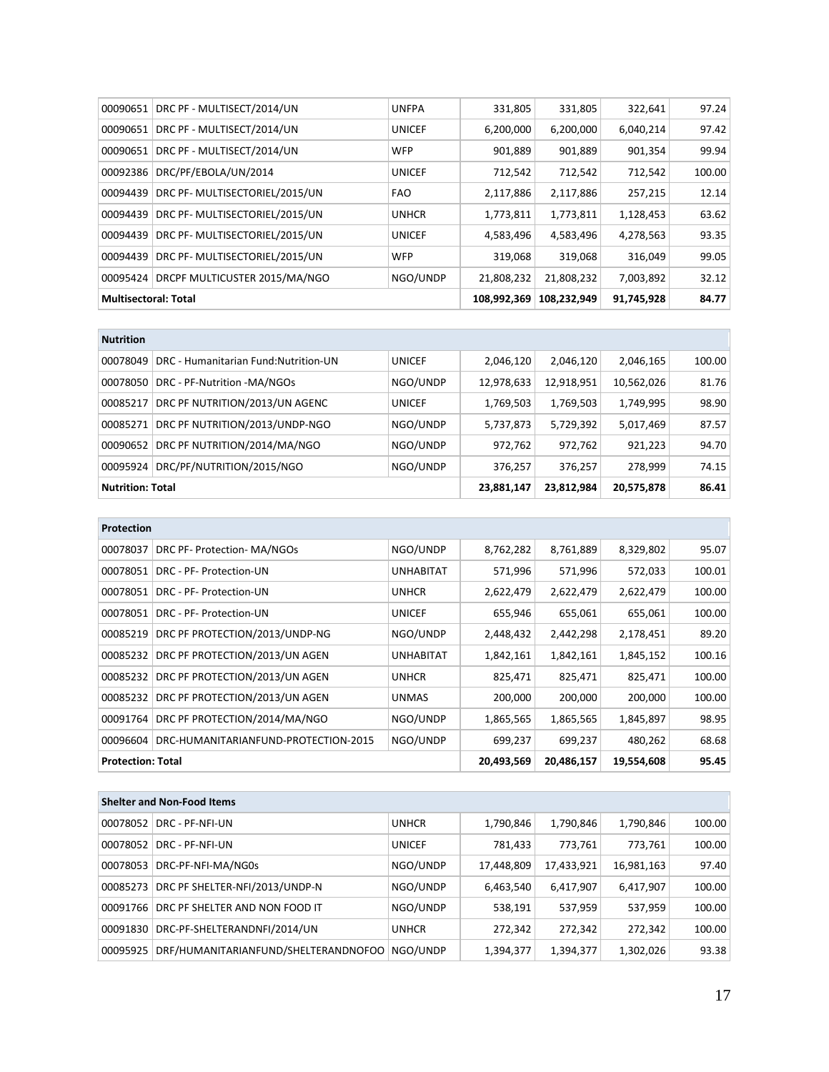| | | | | | | |
|---|---|---|---|---|---|---|
| 00090651 | DRC PF - MULTISECT/2014/UN | UNFPA | 331,805 | 331,805 | 322,641 | 97.24 |
| 00090651 | DRC PF - MULTISECT/2014/UN | UNICEF | 6,200,000 | 6,200,000 | 6,040,214 | 97.42 |
| 00090651 | DRC PF - MULTISECT/2014/UN | WFP | 901,889 | 901,889 | 901,354 | 99.94 |
| 00092386 | DRC/PF/EBOLA/UN/2014 | UNICEF | 712,542 | 712,542 | 712,542 | 100.00 |
| 00094439 | DRC PF- MULTISECTORIEL/2015/UN | FAO | 2,117,886 | 2,117,886 | 257,215 | 12.14 |
| 00094439 | DRC PF- MULTISECTORIEL/2015/UN | UNHCR | 1,773,811 | 1,773,811 | 1,128,453 | 63.62 |
| 00094439 | DRC PF- MULTISECTORIEL/2015/UN | UNICEF | 4,583,496 | 4,583,496 | 4,278,563 | 93.35 |
| 00094439 | DRC PF- MULTISECTORIEL/2015/UN | WFP | 319,068 | 319,068 | 316,049 | 99.05 |
| 00095424 | DRCPF MULTICUSTER 2015/MA/NGO | NGO/UNDP | 21,808,232 | 21,808,232 | 7,003,892 | 32.12 |
| **Multisectoral: Total** | | | **108,992,369** | **108,232,949** | **91,745,928** | **84.77** |

| **Nutrition** | | | | | | |
|---|---|---|---|---|---|---|
| 00078049 | DRC - Humanitarian Fund:Nutrition-UN | UNICEF | 2,046,120 | 2,046,120 | 2,046,165 | 100.00 |
| 00078050 | DRC - PF-Nutrition -MA/NGOs | NGO/UNDP | 12,978,633 | 12,918,951 | 10,562,026 | 81.76 |
| 00085217 | DRC PF NUTRITION/2013/UN AGENC | UNICEF | 1,769,503 | 1,769,503 | 1,749,995 | 98.90 |
| 00085271 | DRC PF NUTRITION/2013/UNDP-NGO | NGO/UNDP | 5,737,873 | 5,729,392 | 5,017,469 | 87.57 |
| 00090652 | DRC PF NUTRITION/2014/MA/NGO | NGO/UNDP | 972,762 | 972,762 | 921,223 | 94.70 |
| 00095924 | DRC/PF/NUTRITION/2015/NGO | NGO/UNDP | 376,257 | 376,257 | 278,999 | 74.15 |
| **Nutrition: Total** | | | **23,881,147** | **23,812,984** | **20,575,878** | **86.41** |

| **Protection** | | | | | | |
|---|---|---|---|---|---|---|
| 00078037 | DRC PF- Protection- MA/NGOs | NGO/UNDP | 8,762,282 | 8,761,889 | 8,329,802 | 95.07 |
| 00078051 | DRC - PF- Protection-UN | UNHABITAT | 571,996 | 571,996 | 572,033 | 100.01 |
| 00078051 | DRC - PF- Protection-UN | UNHCR | 2,622,479 | 2,622,479 | 2,622,479 | 100.00 |
| 00078051 | DRC - PF- Protection-UN | UNICEF | 655,946 | 655,061 | 655,061 | 100.00 |
| 00085219 | DRC PF PROTECTION/2013/UNDP-NG | NGO/UNDP | 2,448,432 | 2,442,298 | 2,178,451 | 89.20 |
| 00085232 | DRC PF PROTECTION/2013/UN AGEN | UNHABITAT | 1,842,161 | 1,842,161 | 1,845,152 | 100.16 |
| 00085232 | DRC PF PROTECTION/2013/UN AGEN | UNHCR | 825,471 | 825,471 | 825,471 | 100.00 |
| 00085232 | DRC PF PROTECTION/2013/UN AGEN | UNMAS | 200,000 | 200,000 | 200,000 | 100.00 |
| 00091764 | DRC PF PROTECTION/2014/MA/NGO | NGO/UNDP | 1,865,565 | 1,865,565 | 1,845,897 | 98.95 |
| 00096604 | DRC-HUMANITARIANFUND-PROTECTION-2015 | NGO/UNDP | 699,237 | 699,237 | 480,262 | 68.68 |
| **Protection: Total** | | | **20,493,569** | **20,486,157** | **19,554,608** | **95.45** |

| **Shelter and Non-Food Items** | | | | | | |
|---|---|---|---|---|---|---|
| 00078052 | DRC - PF-NFI-UN | UNHCR | 1,790,846 | 1,790,846 | 1,790,846 | 100.00 |
| 00078052 | DRC - PF-NFI-UN | UNICEF | 781,433 | 773,761 | 773,761 | 100.00 |
| 00078053 | DRC-PF-NFI-MA/NG0s | NGO/UNDP | 17,448,809 | 17,433,921 | 16,981,163 | 97.40 |
| 00085273 | DRC PF SHELTER-NFI/2013/UNDP-N | NGO/UNDP | 6,463,540 | 6,417,907 | 6,417,907 | 100.00 |
| 00091766 | DRC PF SHELTER AND NON FOOD IT | NGO/UNDP | 538,191 | 537,959 | 537,959 | 100.00 |
| 00091830 | DRC-PF-SHELTERANDNFI/2014/UN | UNHCR | 272,342 | 272,342 | 272,342 | 100.00 |
| 00095925 | DRF/HUMANITARIANFUND/SHELTERANDNOFOO | NGO/UNDP | 1,394,377 | 1,394,377 | 1,302,026 | 93.38 |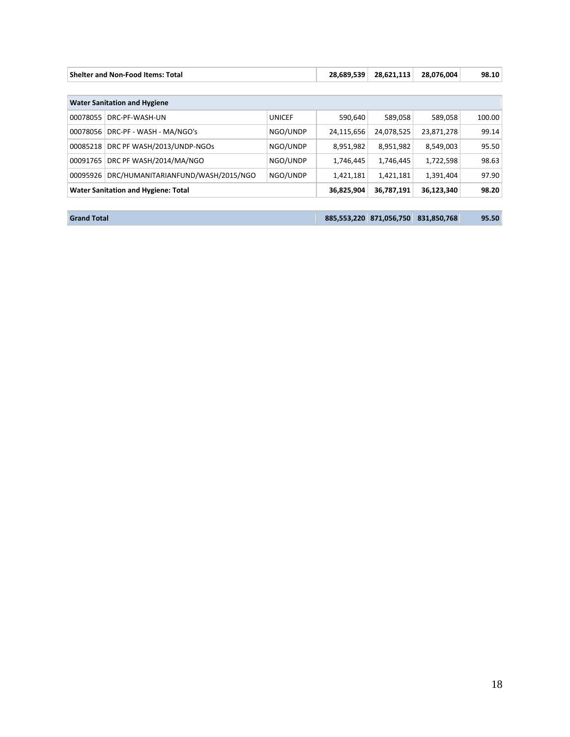| | | | | | | |
|---|---|---|---|---|---|---|
| **Shelter and Non-Food Items: Total** | | | **28,689,539** | **28,621,113** | **28,076,004** | **98.10** |
| **Water Sanitation and Hygiene** | | | | | | |
| 00078055 | DRC-PF-WASH-UN | UNICEF | 590,640 | 589,058 | 589,058 | 100.00 |
| 00078056 | DRC-PF - WASH - MA/NGO's | NGO/UNDP | 24,115,656 | 24,078,525 | 23,871,278 | 99.14 |
| 00085218 | DRC PF WASH/2013/UNDP-NGOs | NGO/UNDP | 8,951,982 | 8,951,982 | 8,549,003 | 95.50 |
| 00091765 | DRC PF WASH/2014/MA/NGO | NGO/UNDP | 1,746,445 | 1,746,445 | 1,722,598 | 98.63 |
| 00095926 | DRC/HUMANITARIANFUND/WASH/2015/NGO | NGO/UNDP | 1,421,181 | 1,421,181 | 1,391,404 | 97.90 |
| **Water Sanitation and Hygiene: Total** | | | **36,825,904** | **36,787,191** | **36,123,340** | **98.20** |
| **Grand Total** | | | **885,553,220** | **871,056,750** | **831,850,768** | **95.50** |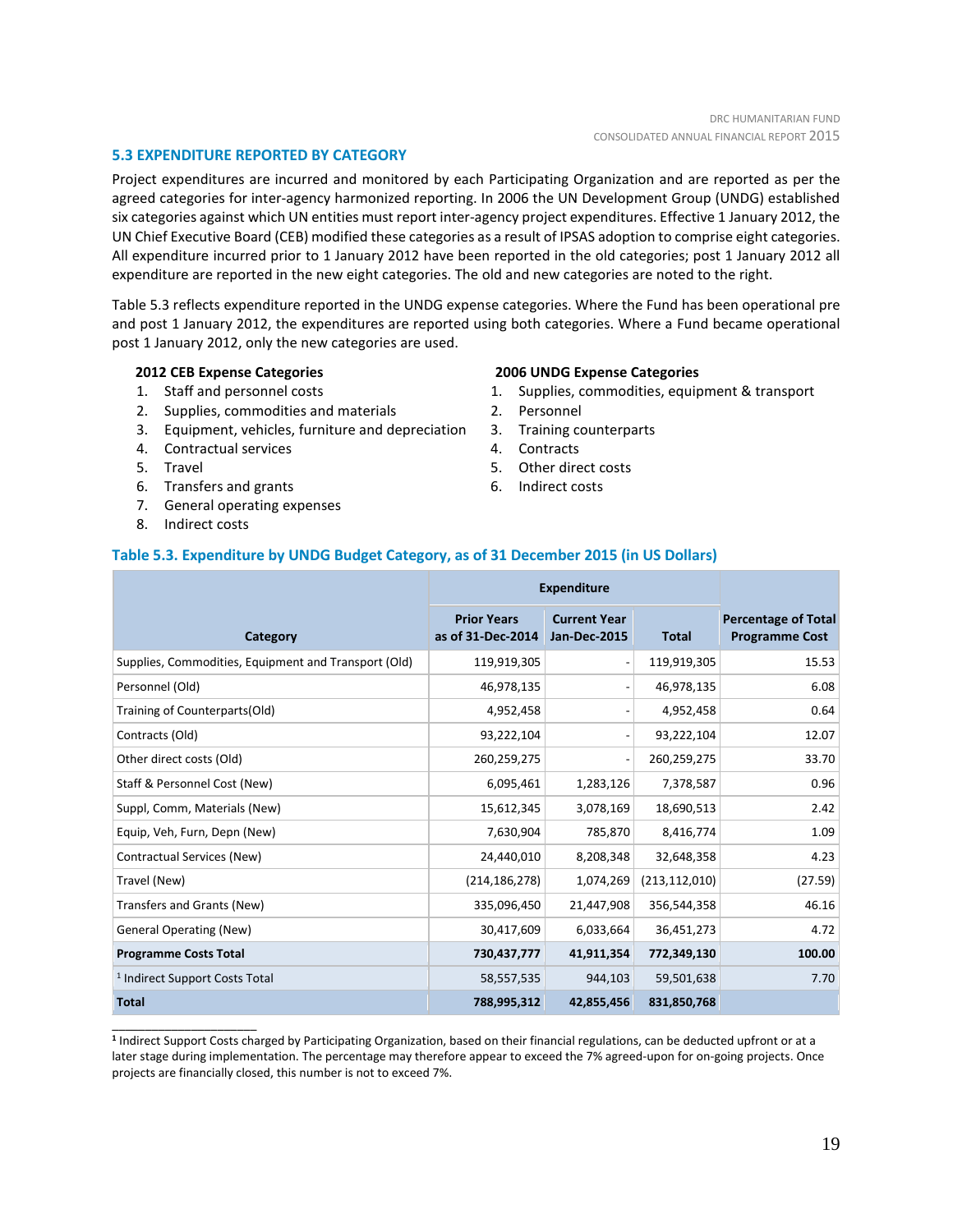## 5.3 EXPENDITURE REPORTED BY CATEGORY

Project expenditures are incurred and monitored by each Participating Organization and are reported as per the agreed categories for inter-agency harmonized reporting. In 2006 the UN Development Group (UNDG) established six categories against which UN entities must report inter-agency project expenditures. Effective 1 January 2012, the UN Chief Executive Board (CEB) modified these categories as a result of IPSAS adoption to comprise eight categories. All expenditure incurred prior to 1 January 2012 have been reported in the old categories; post 1 January 2012 all expenditure are reported in the new eight categories. The old and new categories are noted to the right.

Table 5.3 reflects expenditure reported in the UNDG expense categories. Where the Fund has been operational pre and post 1 January 2012, the expenditures are reported using both categories. Where a Fund became operational post 1 January 2012, only the new categories are used.

**2012 CEB Expense Categories**

1. Staff and personnel costs
2. Supplies, commodities and materials
3. Equipment, vehicles, furniture and depreciation
4. Contractual services
5. Travel
6. Transfers and grants
7. General operating expenses
8. Indirect costs

**2006 UNDG Expense Categories**

1. Supplies, commodities, equipment & transport
2. Personnel
3. Training counterparts
4. Contracts
5. Other direct costs
6. Indirect costs

### Table 5.3. Expenditure by UNDG Budget Category, as of 31 December 2015 (in US Dollars)

| Category | Expenditure | | | Percentage of Total Programme Cost |
|---|---|---|---|---|
| | Prior Years as of 31-Dec-2014 | Current Year Jan-Dec-2015 | Total | |
| Supplies, Commodities, Equipment and Transport (Old) | 119,919,305 | - | 119,919,305 | 15.53 |
| Personnel (Old) | 46,978,135 | - | 46,978,135 | 6.08 |
| Training of Counterparts(Old) | 4,952,458 | - | 4,952,458 | 0.64 |
| Contracts (Old) | 93,222,104 | - | 93,222,104 | 12.07 |
| Other direct costs (Old) | 260,259,275 | - | 260,259,275 | 33.70 |
| Staff & Personnel Cost (New) | 6,095,461 | 1,283,126 | 7,378,587 | 0.96 |
| Suppl, Comm, Materials (New) | 15,612,345 | 3,078,169 | 18,690,513 | 2.42 |
| Equip, Veh, Furn, Depn (New) | 7,630,904 | 785,870 | 8,416,774 | 1.09 |
| Contractual Services (New) | 24,440,010 | 8,208,348 | 32,648,358 | 4.23 |
| Travel (New) | (214,186,278) | 1,074,269 | (213,112,010) | (27.59) |
| Transfers and Grants (New) | 335,096,450 | 21,447,908 | 356,544,358 | 46.16 |
| General Operating (New) | 30,417,609 | 6,033,664 | 36,451,273 | 4.72 |
| **Programme Costs Total** | **730,437,777** | **41,911,354** | **772,349,130** | **100.00** |
| [1] Indirect Support Costs Total | 58,557,535 | 944,103 | 59,501,638 | 7.70 |
| **Total** | **788,995,312** | **42,855,456** | **831,850,768** | |

---

[1] Indirect Support Costs charged by Participating Organization, based on their financial regulations, can be deducted upfront or at a later stage during implementation. The percentage may therefore appear to exceed the 7% agreed-upon for on-going projects. Once projects are financially closed, this number is not to exceed 7%.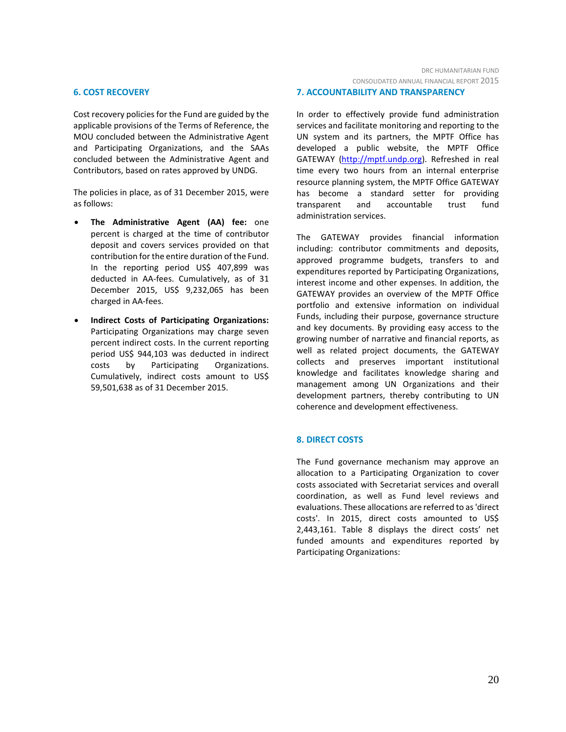## 6. COST RECOVERY

Cost recovery policies for the Fund are guided by the applicable provisions of the Terms of Reference, the MOU concluded between the Administrative Agent and Participating Organizations, and the SAAs concluded between the Administrative Agent and Contributors, based on rates approved by UNDG.

The policies in place, as of 31 December 2015, were as follows:

- **The Administrative Agent (AA) fee:** one percent is charged at the time of contributor deposit and covers services provided on that contribution for the entire duration of the Fund. In the reporting period US$ 407,899 was deducted in AA-fees. Cumulatively, as of 31 December 2015, US$ 9,232,065 has been charged in AA-fees.
- **Indirect Costs of Participating Organizations:** Participating Organizations may charge seven percent indirect costs. In the current reporting period US$ 944,103 was deducted in indirect costs by Participating Organizations. Cumulatively, indirect costs amount to US$ 59,501,638 as of 31 December 2015.

## 7. ACCOUNTABILITY AND TRANSPARENCY

In order to effectively provide fund administration services and facilitate monitoring and reporting to the UN system and its partners, the MPTF Office has developed a public website, the MPTF Office GATEWAY (http://mptf.undp.org). Refreshed in real time every two hours from an internal enterprise resource planning system, the MPTF Office GATEWAY has become a standard setter for providing transparent and accountable trust fund administration services.

The GATEWAY provides financial information including: contributor commitments and deposits, approved programme budgets, transfers to and expenditures reported by Participating Organizations, interest income and other expenses. In addition, the GATEWAY provides an overview of the MPTF Office portfolio and extensive information on individual Funds, including their purpose, governance structure and key documents. By providing easy access to the growing number of narrative and financial reports, as well as related project documents, the GATEWAY collects and preserves important institutional knowledge and facilitates knowledge sharing and management among UN Organizations and their development partners, thereby contributing to UN coherence and development effectiveness.

## 8. DIRECT COSTS

The Fund governance mechanism may approve an allocation to a Participating Organization to cover costs associated with Secretariat services and overall coordination, as well as Fund level reviews and evaluations. These allocations are referred to as 'direct costs'. In 2015, direct costs amounted to US$ 2,443,161. Table 8 displays the direct costs' net funded amounts and expenditures reported by Participating Organizations: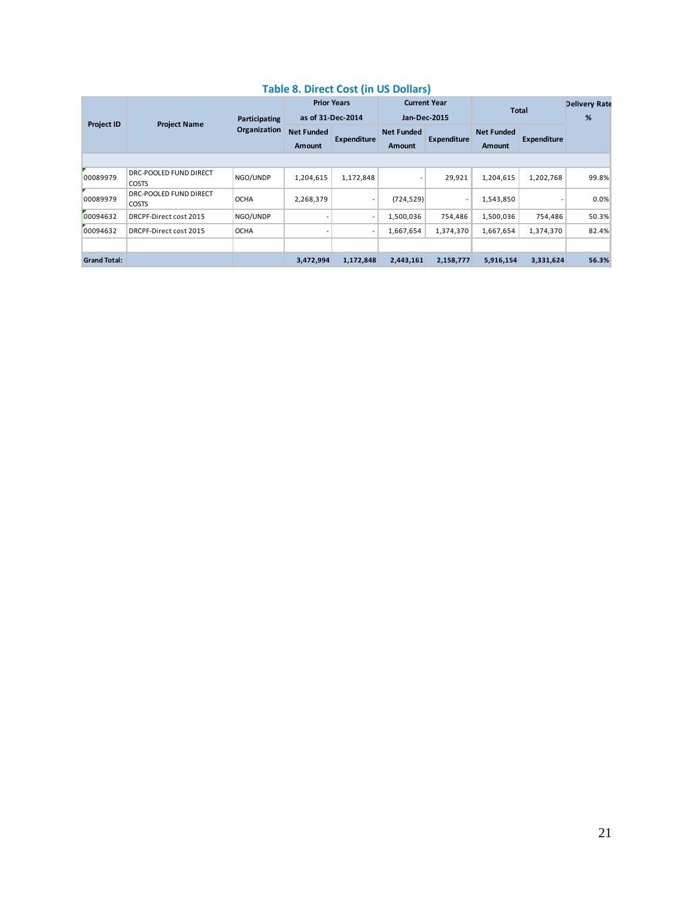### Table 8. Direct Cost (in US Dollars)

| Project ID | Project Name | Participating Organization | Prior Years as of 31-Dec-2014 | | Current Year Jan-Dec-2015 | | Total | | Delivery Rate % |
|---|---|---|---|---|---|---|---|---|---|
| | | | Net Funded Amount | Expenditure | Net Funded Amount | Expenditure | Net Funded Amount | Expenditure | |
| 00089979 | DRC-POOLED FUND DIRECT COSTS | NGO/UNDP | 1,204,615 | 1,172,848 | - | 29,921 | 1,204,615 | 1,202,768 | 99.8% |
| 00089979 | DRC-POOLED FUND DIRECT COSTS | OCHA | 2,268,379 | - | (724,529) | - | 1,543,850 | - | 0.0% |
| 00094632 | DRCPF-Direct cost 2015 | NGO/UNDP | - | - | 1,500,036 | 754,486 | 1,500,036 | 754,486 | 50.3% |
| 00094632 | DRCPF-Direct cost 2015 | OCHA | - | - | 1,667,654 | 1,374,370 | 1,667,654 | 1,374,370 | 82.4% |
| **Grand Total:** | | | **3,472,994** | **1,172,848** | **2,443,161** | **2,158,777** | **5,916,154** | **3,331,624** | **56.3%** |